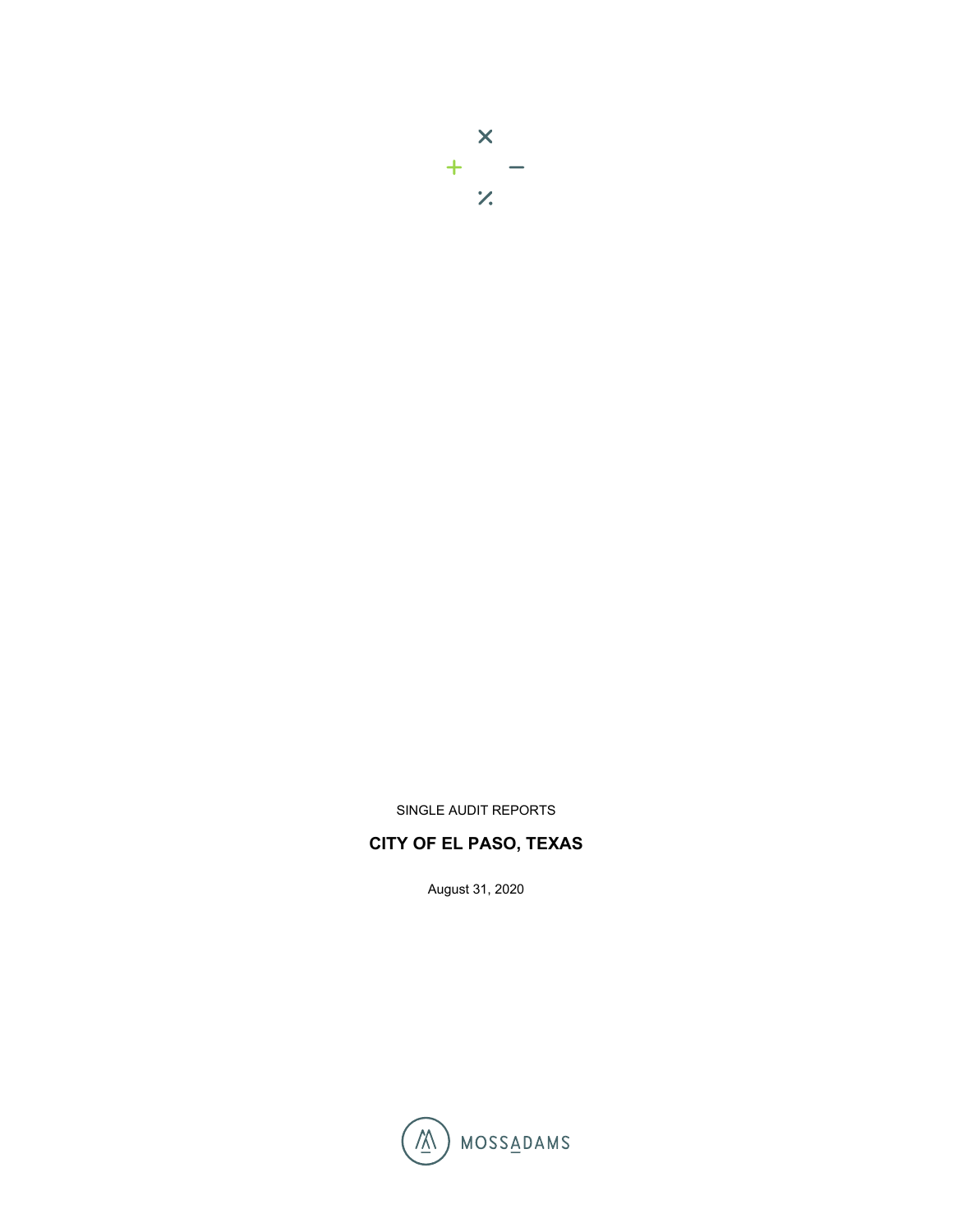SINGLE AUDIT REPORTS

# CITY OF EL PASO, TEXAS

August 31, 2020

MOSSADAMS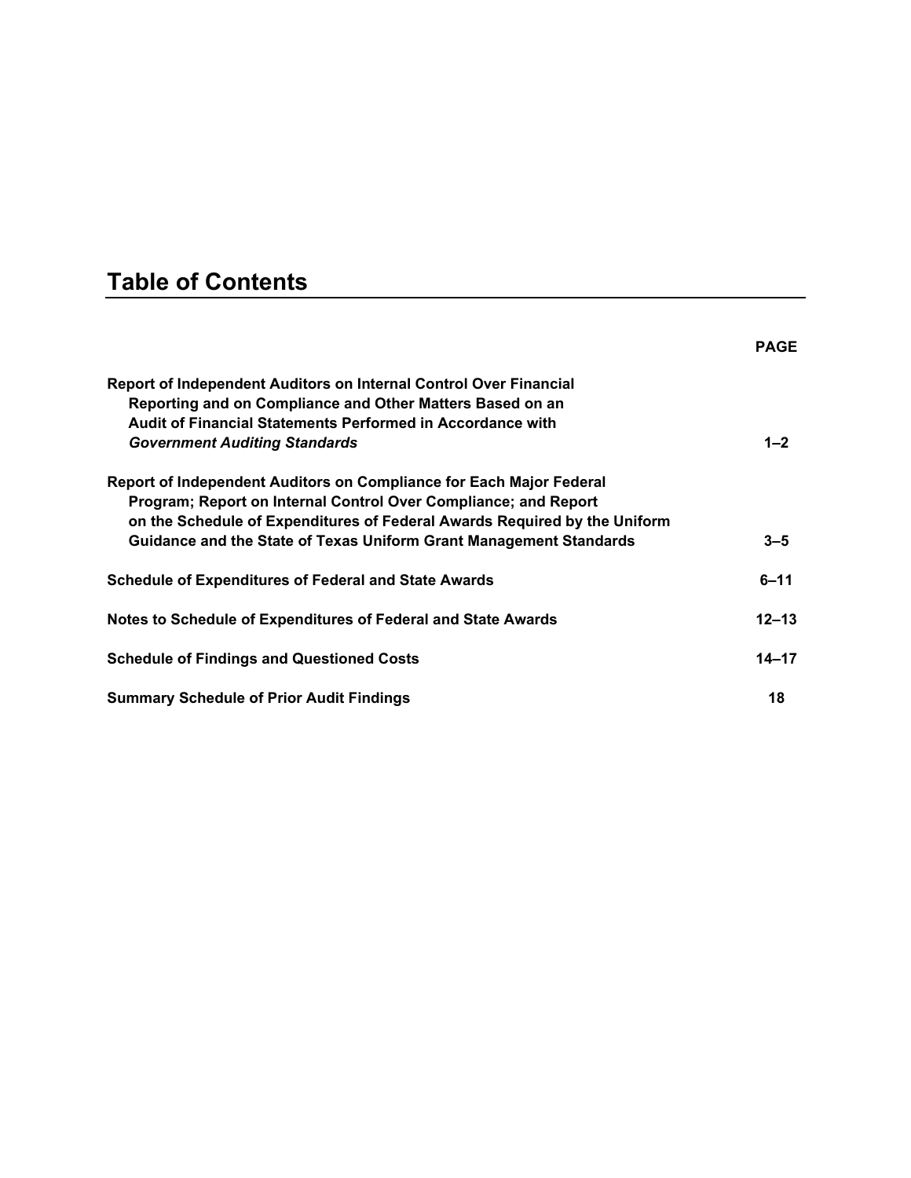# Table of Contents

| | PAGE |
|---|---|
| **Report of Independent Auditors on Internal Control Over Financial Reporting and on Compliance and Other Matters Based on an Audit of Financial Statements Performed in Accordance with *Government Auditing Standards*** | **1–2** |
| **Report of Independent Auditors on Compliance for Each Major Federal Program; Report on Internal Control Over Compliance; and Report on the Schedule of Expenditures of Federal Awards Required by the Uniform Guidance and the State of Texas Uniform Grant Management Standards** | **3–5** |
| **Schedule of Expenditures of Federal and State Awards** | **6–11** |
| **Notes to Schedule of Expenditures of Federal and State Awards** | **12–13** |
| **Schedule of Findings and Questioned Costs** | **14–17** |
| **Summary Schedule of Prior Audit Findings** | **18** |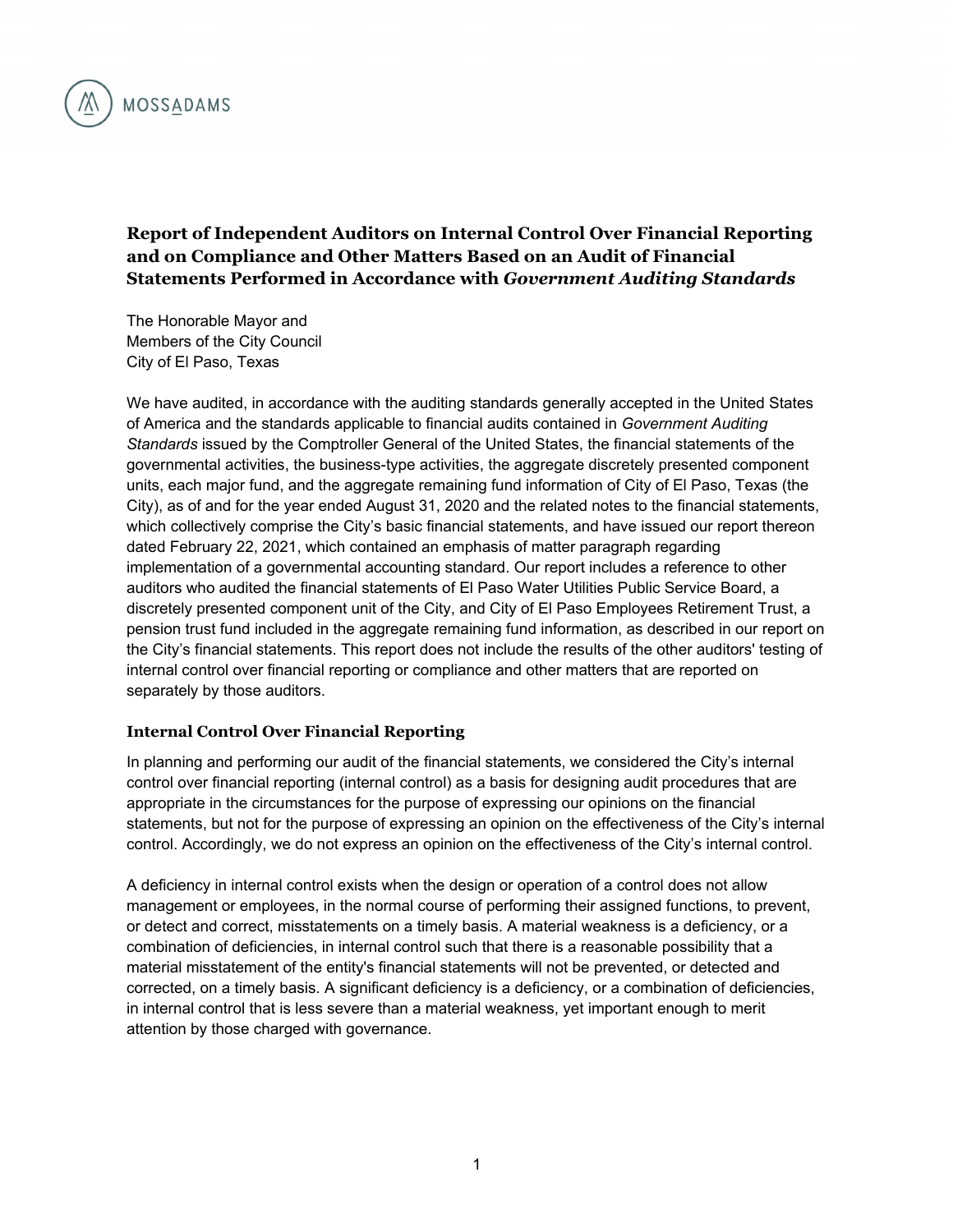MOSSADAMS

## Report of Independent Auditors on Internal Control Over Financial Reporting and on Compliance and Other Matters Based on an Audit of Financial Statements Performed in Accordance with *Government Auditing Standards*

The Honorable Mayor and
Members of the City Council
City of El Paso, Texas

We have audited, in accordance with the auditing standards generally accepted in the United States of America and the standards applicable to financial audits contained in *Government Auditing Standards* issued by the Comptroller General of the United States, the financial statements of the governmental activities, the business-type activities, the aggregate discretely presented component units, each major fund, and the aggregate remaining fund information of City of El Paso, Texas (the City), as of and for the year ended August 31, 2020 and the related notes to the financial statements, which collectively comprise the City's basic financial statements, and have issued our report thereon dated February 22, 2021, which contained an emphasis of matter paragraph regarding implementation of a governmental accounting standard. Our report includes a reference to other auditors who audited the financial statements of El Paso Water Utilities Public Service Board, a discretely presented component unit of the City, and City of El Paso Employees Retirement Trust, a pension trust fund included in the aggregate remaining fund information, as described in our report on the City's financial statements. This report does not include the results of the other auditors' testing of internal control over financial reporting or compliance and other matters that are reported on separately by those auditors.

### Internal Control Over Financial Reporting

In planning and performing our audit of the financial statements, we considered the City's internal control over financial reporting (internal control) as a basis for designing audit procedures that are appropriate in the circumstances for the purpose of expressing our opinions on the financial statements, but not for the purpose of expressing an opinion on the effectiveness of the City's internal control. Accordingly, we do not express an opinion on the effectiveness of the City's internal control.

A deficiency in internal control exists when the design or operation of a control does not allow management or employees, in the normal course of performing their assigned functions, to prevent, or detect and correct, misstatements on a timely basis. A material weakness is a deficiency, or a combination of deficiencies, in internal control such that there is a reasonable possibility that a material misstatement of the entity's financial statements will not be prevented, or detected and corrected, on a timely basis. A significant deficiency is a deficiency, or a combination of deficiencies, in internal control that is less severe than a material weakness, yet important enough to merit attention by those charged with governance.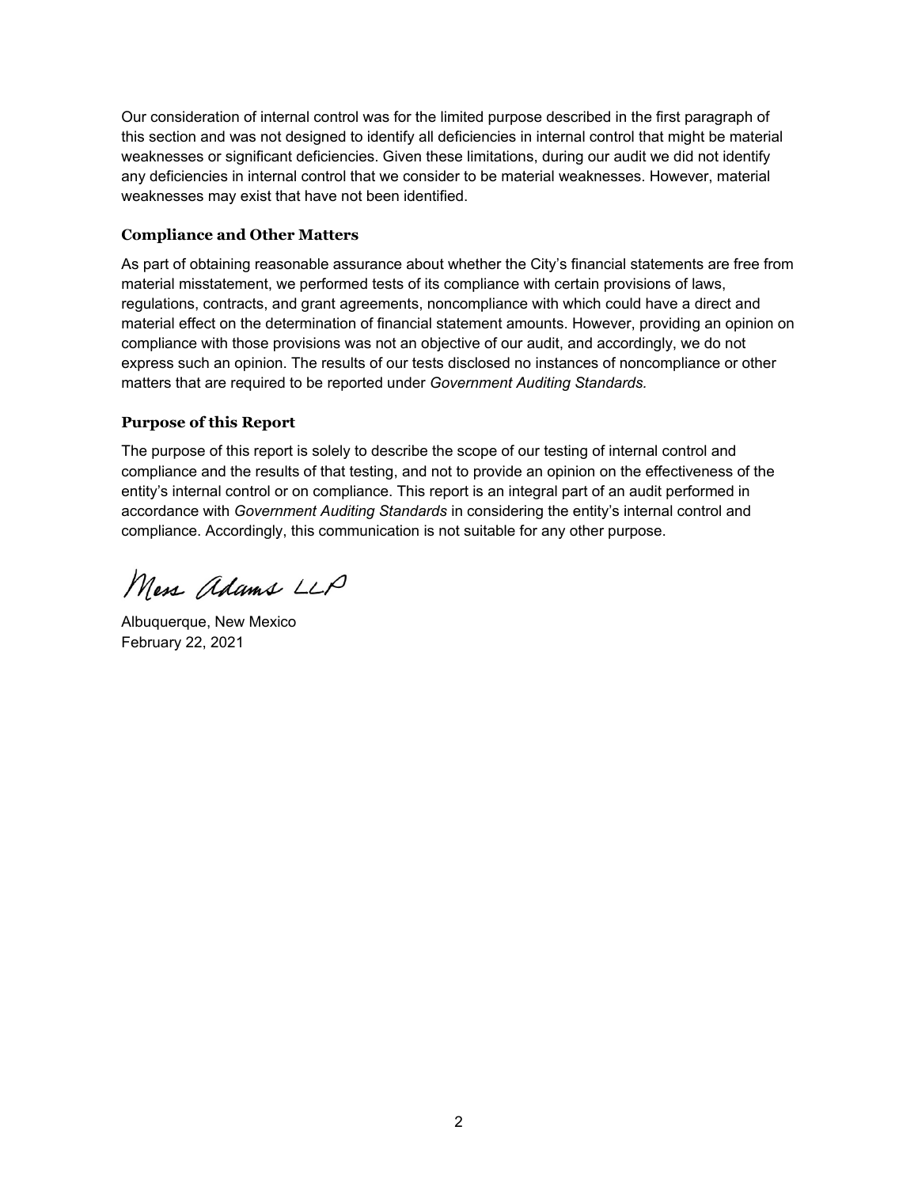Our consideration of internal control was for the limited purpose described in the first paragraph of this section and was not designed to identify all deficiencies in internal control that might be material weaknesses or significant deficiencies. Given these limitations, during our audit we did not identify any deficiencies in internal control that we consider to be material weaknesses. However, material weaknesses may exist that have not been identified.

### Compliance and Other Matters

As part of obtaining reasonable assurance about whether the City's financial statements are free from material misstatement, we performed tests of its compliance with certain provisions of laws, regulations, contracts, and grant agreements, noncompliance with which could have a direct and material effect on the determination of financial statement amounts. However, providing an opinion on compliance with those provisions was not an objective of our audit, and accordingly, we do not express such an opinion. The results of our tests disclosed no instances of noncompliance or other matters that are required to be reported under *Government Auditing Standards.*

### Purpose of this Report

The purpose of this report is solely to describe the scope of our testing of internal control and compliance and the results of that testing, and not to provide an opinion on the effectiveness of the entity's internal control or on compliance. This report is an integral part of an audit performed in accordance with *Government Auditing Standards* in considering the entity's internal control and compliance. Accordingly, this communication is not suitable for any other purpose.

Moss Adams LLP

Albuquerque, New Mexico
February 22, 2021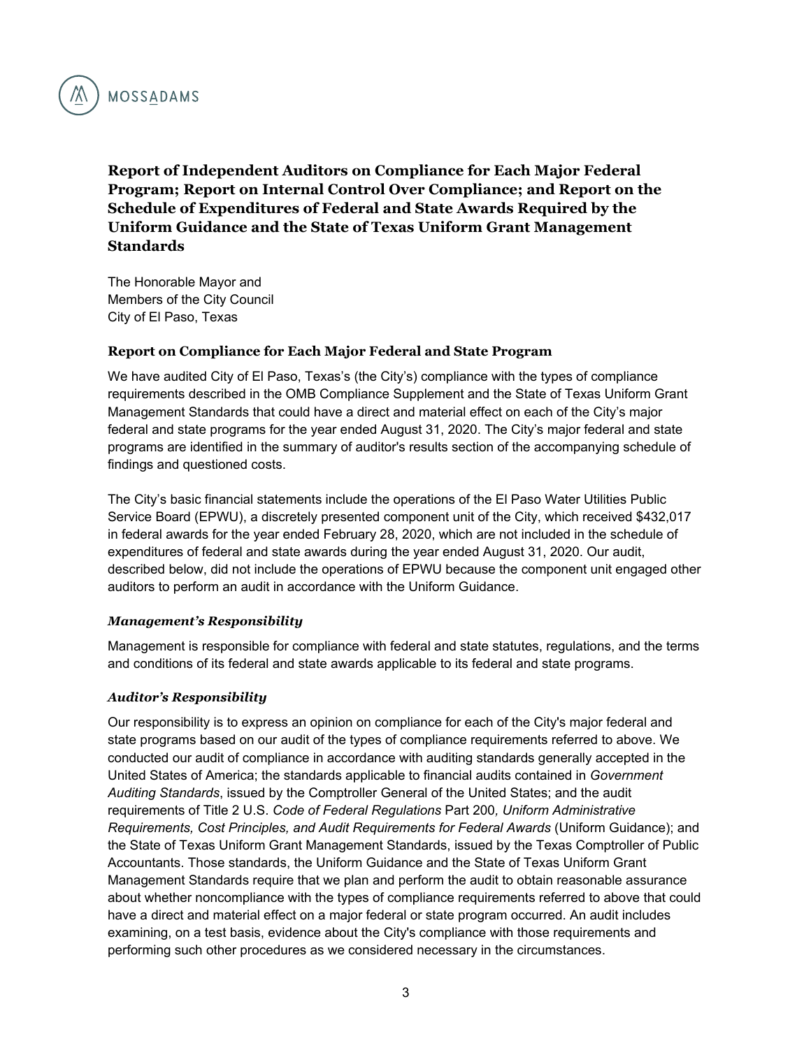# Report of Independent Auditors on Compliance for Each Major Federal Program; Report on Internal Control Over Compliance; and Report on the Schedule of Expenditures of Federal and State Awards Required by the Uniform Guidance and the State of Texas Uniform Grant Management Standards

The Honorable Mayor and
Members of the City Council
City of El Paso, Texas

## Report on Compliance for Each Major Federal and State Program

We have audited City of El Paso, Texas's (the City's) compliance with the types of compliance requirements described in the OMB Compliance Supplement and the State of Texas Uniform Grant Management Standards that could have a direct and material effect on each of the City's major federal and state programs for the year ended August 31, 2020. The City's major federal and state programs are identified in the summary of auditor's results section of the accompanying schedule of findings and questioned costs.

The City's basic financial statements include the operations of the El Paso Water Utilities Public Service Board (EPWU), a discretely presented component unit of the City, which received $432,017 in federal awards for the year ended February 28, 2020, which are not included in the schedule of expenditures of federal and state awards during the year ended August 31, 2020. Our audit, described below, did not include the operations of EPWU because the component unit engaged other auditors to perform an audit in accordance with the Uniform Guidance.

### *Management's Responsibility*

Management is responsible for compliance with federal and state statutes, regulations, and the terms and conditions of its federal and state awards applicable to its federal and state programs.

### *Auditor's Responsibility*

Our responsibility is to express an opinion on compliance for each of the City's major federal and state programs based on our audit of the types of compliance requirements referred to above. We conducted our audit of compliance in accordance with auditing standards generally accepted in the United States of America; the standards applicable to financial audits contained in *Government Auditing Standards*, issued by the Comptroller General of the United States; and the audit requirements of Title 2 U.S. *Code of Federal Regulations* Part 200*, Uniform Administrative Requirements, Cost Principles, and Audit Requirements for Federal Awards* (Uniform Guidance); and the State of Texas Uniform Grant Management Standards, issued by the Texas Comptroller of Public Accountants. Those standards, the Uniform Guidance and the State of Texas Uniform Grant Management Standards require that we plan and perform the audit to obtain reasonable assurance about whether noncompliance with the types of compliance requirements referred to above that could have a direct and material effect on a major federal or state program occurred. An audit includes examining, on a test basis, evidence about the City's compliance with those requirements and performing such other procedures as we considered necessary in the circumstances.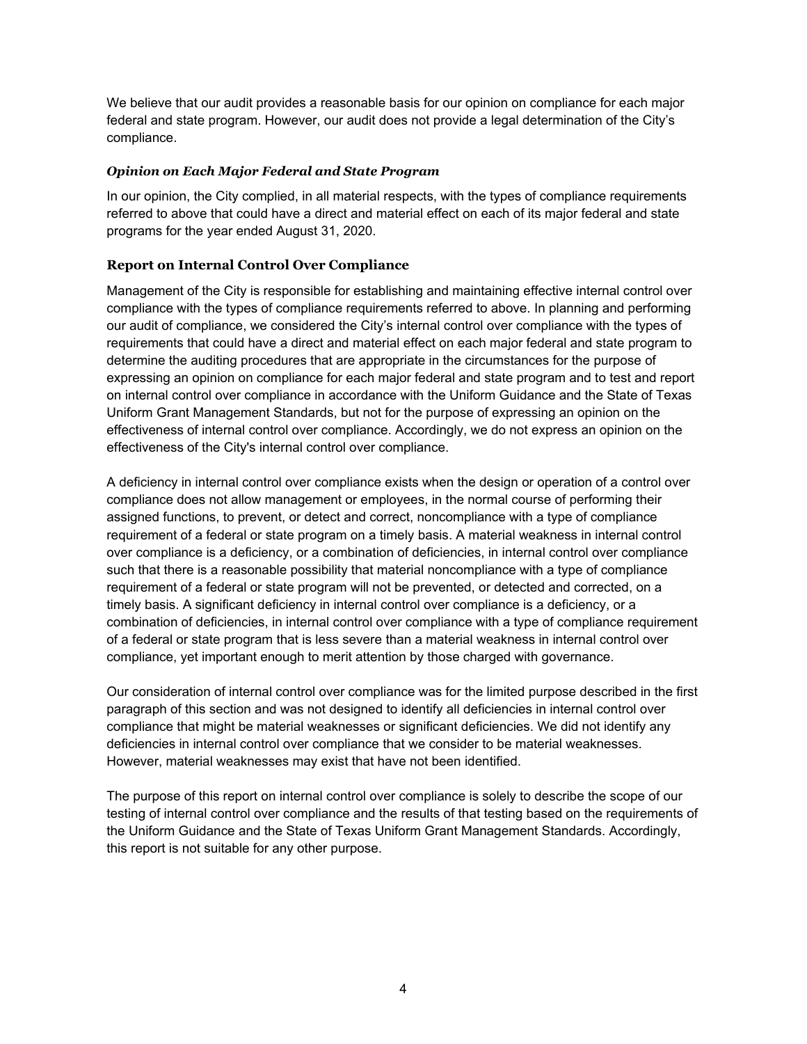We believe that our audit provides a reasonable basis for our opinion on compliance for each major federal and state program. However, our audit does not provide a legal determination of the City's compliance.

### *Opinion on Each Major Federal and State Program*

In our opinion, the City complied, in all material respects, with the types of compliance requirements referred to above that could have a direct and material effect on each of its major federal and state programs for the year ended August 31, 2020.

## Report on Internal Control Over Compliance

Management of the City is responsible for establishing and maintaining effective internal control over compliance with the types of compliance requirements referred to above. In planning and performing our audit of compliance, we considered the City's internal control over compliance with the types of requirements that could have a direct and material effect on each major federal and state program to determine the auditing procedures that are appropriate in the circumstances for the purpose of expressing an opinion on compliance for each major federal and state program and to test and report on internal control over compliance in accordance with the Uniform Guidance and the State of Texas Uniform Grant Management Standards, but not for the purpose of expressing an opinion on the effectiveness of internal control over compliance. Accordingly, we do not express an opinion on the effectiveness of the City's internal control over compliance.

A deficiency in internal control over compliance exists when the design or operation of a control over compliance does not allow management or employees, in the normal course of performing their assigned functions, to prevent, or detect and correct, noncompliance with a type of compliance requirement of a federal or state program on a timely basis. A material weakness in internal control over compliance is a deficiency, or a combination of deficiencies, in internal control over compliance such that there is a reasonable possibility that material noncompliance with a type of compliance requirement of a federal or state program will not be prevented, or detected and corrected, on a timely basis. A significant deficiency in internal control over compliance is a deficiency, or a combination of deficiencies, in internal control over compliance with a type of compliance requirement of a federal or state program that is less severe than a material weakness in internal control over compliance, yet important enough to merit attention by those charged with governance.

Our consideration of internal control over compliance was for the limited purpose described in the first paragraph of this section and was not designed to identify all deficiencies in internal control over compliance that might be material weaknesses or significant deficiencies. We did not identify any deficiencies in internal control over compliance that we consider to be material weaknesses. However, material weaknesses may exist that have not been identified.

The purpose of this report on internal control over compliance is solely to describe the scope of our testing of internal control over compliance and the results of that testing based on the requirements of the Uniform Guidance and the State of Texas Uniform Grant Management Standards. Accordingly, this report is not suitable for any other purpose.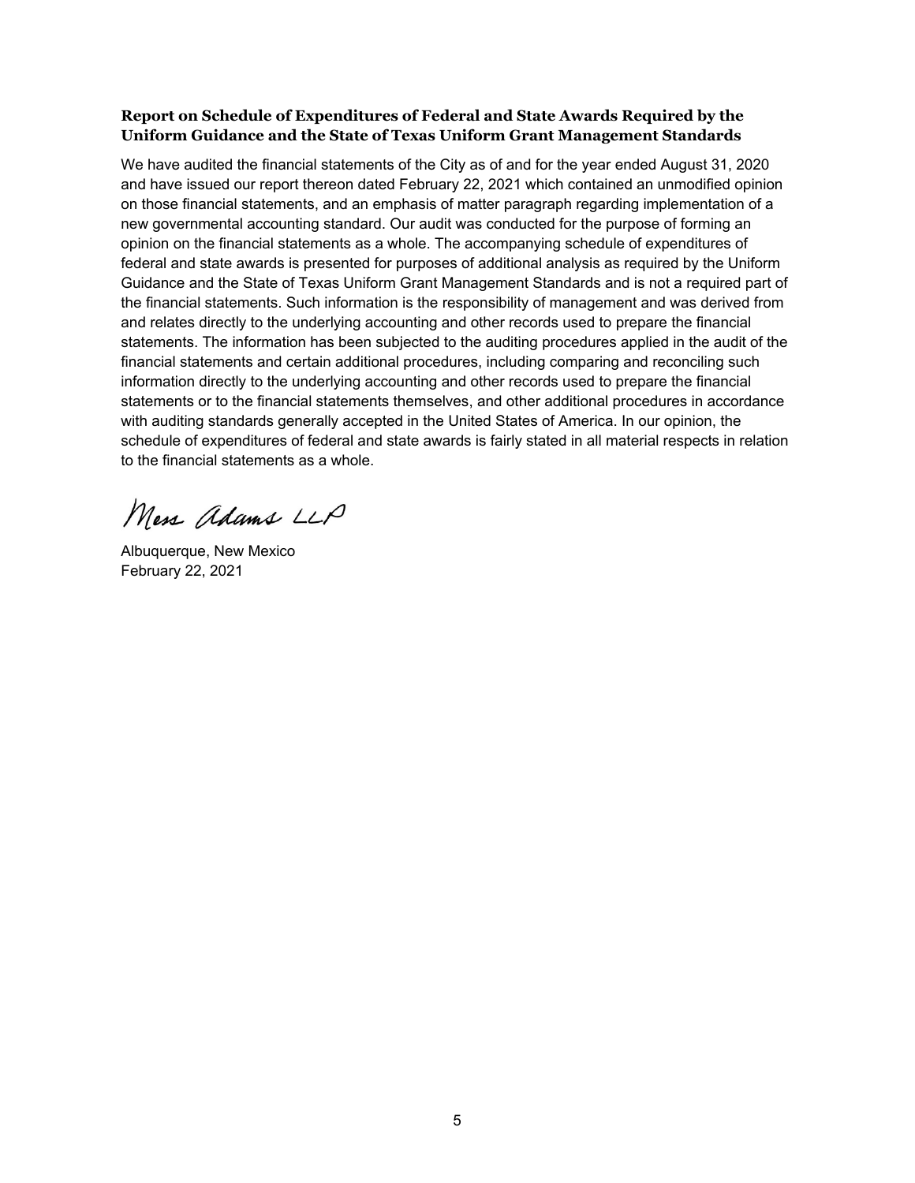**Report on Schedule of Expenditures of Federal and State Awards Required by the Uniform Guidance and the State of Texas Uniform Grant Management Standards**

We have audited the financial statements of the City as of and for the year ended August 31, 2020 and have issued our report thereon dated February 22, 2021 which contained an unmodified opinion on those financial statements, and an emphasis of matter paragraph regarding implementation of a new governmental accounting standard. Our audit was conducted for the purpose of forming an opinion on the financial statements as a whole. The accompanying schedule of expenditures of federal and state awards is presented for purposes of additional analysis as required by the Uniform Guidance and the State of Texas Uniform Grant Management Standards and is not a required part of the financial statements. Such information is the responsibility of management and was derived from and relates directly to the underlying accounting and other records used to prepare the financial statements. The information has been subjected to the auditing procedures applied in the audit of the financial statements and certain additional procedures, including comparing and reconciling such information directly to the underlying accounting and other records used to prepare the financial statements or to the financial statements themselves, and other additional procedures in accordance with auditing standards generally accepted in the United States of America. In our opinion, the schedule of expenditures of federal and state awards is fairly stated in all material respects in relation to the financial statements as a whole.

Moss Adams LLP

Albuquerque, New Mexico
February 22, 2021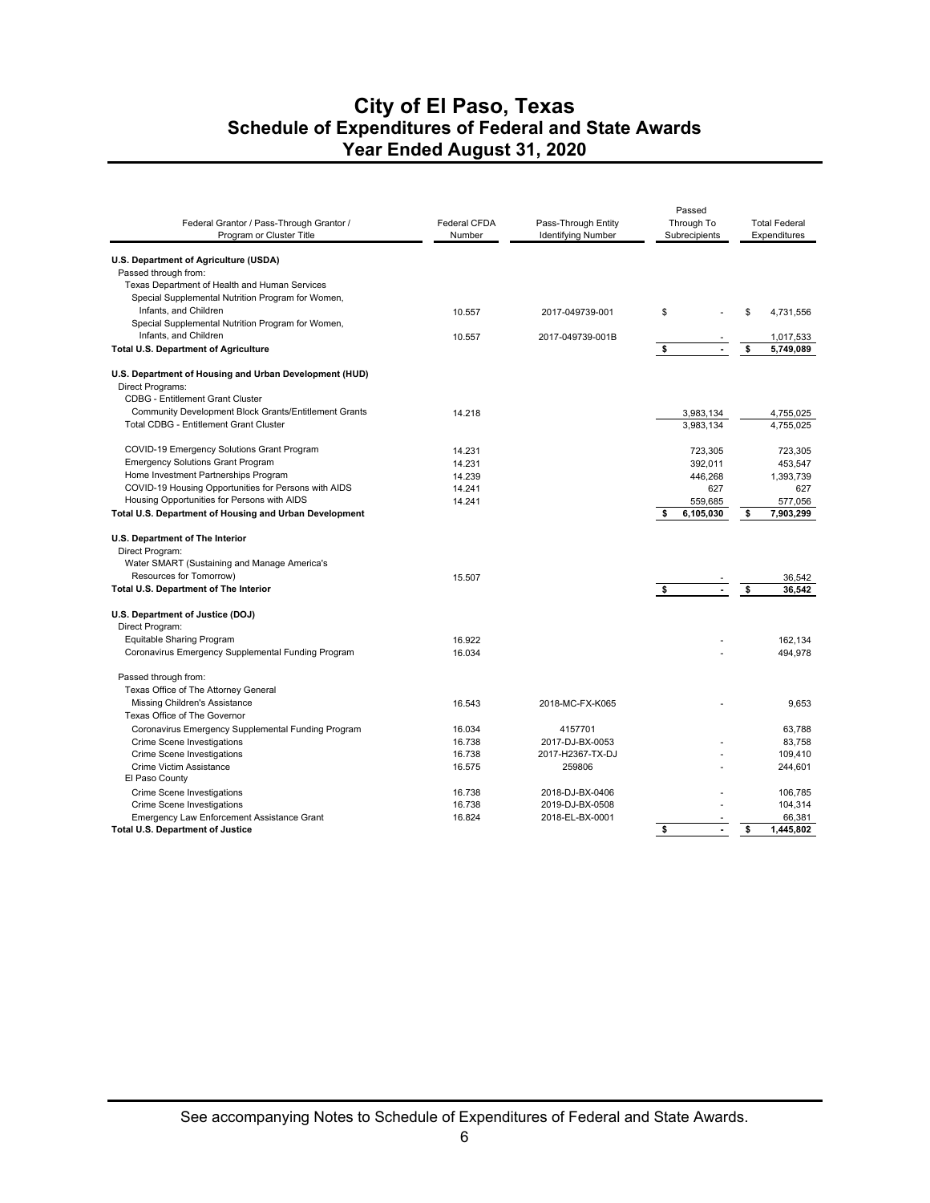# City of El Paso, Texas
## Schedule of Expenditures of Federal and State Awards
## Year Ended August 31, 2020

| Federal Grantor / Pass-Through Grantor / Program or Cluster Title | Federal CFDA Number | Pass-Through Entity Identifying Number | Passed Through To Subrecipients | Total Federal Expenditures |
|---|---|---|---|---|
| **U.S. Department of Agriculture (USDA)** | | | | |
| Passed through from: | | | | |
| Texas Department of Health and Human Services | | | | |
| Special Supplemental Nutrition Program for Women, Infants, and Children | 10.557 | 2017-049739-001 | $ - | $ 4,731,556 |
| Special Supplemental Nutrition Program for Women, Infants, and Children | 10.557 | 2017-049739-001B | - | 1,017,533 |
| **Total U.S. Department of Agriculture** | | | **$ -** | **$ 5,749,089** |
| **U.S. Department of Housing and Urban Development (HUD)** | | | | |
| Direct Programs: | | | | |
| CDBG - Entitlement Grant Cluster | | | | |
| Community Development Block Grants/Entitlement Grants | 14.218 | | 3,983,134 | 4,755,025 |
| Total CDBG - Entitlement Grant Cluster | | | 3,983,134 | 4,755,025 |
| COVID-19 Emergency Solutions Grant Program | 14.231 | | 723,305 | 723,305 |
| Emergency Solutions Grant Program | 14.231 | | 392,011 | 453,547 |
| Home Investment Partnerships Program | 14.239 | | 446,268 | 1,393,739 |
| COVID-19 Housing Opportunities for Persons with AIDS | 14.241 | | 627 | 627 |
| Housing Opportunities for Persons with AIDS | 14.241 | | 559,685 | 577,056 |
| **Total U.S. Department of Housing and Urban Development** | | | **$ 6,105,030** | **$ 7,903,299** |
| **U.S. Department of The Interior** | | | | |
| Direct Program: | | | | |
| Water SMART (Sustaining and Manage America's Resources for Tomorrow) | 15.507 | | - | 36,542 |
| **Total U.S. Department of The Interior** | | | **$ -** | **$ 36,542** |
| **U.S. Department of Justice (DOJ)** | | | | |
| Direct Program: | | | | |
| Equitable Sharing Program | 16.922 | | - | 162,134 |
| Coronavirus Emergency Supplemental Funding Program | 16.034 | | - | 494,978 |
| Passed through from: | | | | |
| Texas Office of The Attorney General | | | | |
| Missing Children's Assistance | 16.543 | 2018-MC-FX-K065 | - | 9,653 |
| Texas Office of The Governor | | | | |
| Coronavirus Emergency Supplemental Funding Program | 16.034 | 4157701 | | 63,788 |
| Crime Scene Investigations | 16.738 | 2017-DJ-BX-0053 | - | 83,758 |
| Crime Scene Investigations | 16.738 | 2017-H2367-TX-DJ | - | 109,410 |
| Crime Victim Assistance | 16.575 | 259806 | - | 244,601 |
| El Paso County | | | | |
| Crime Scene Investigations | 16.738 | 2018-DJ-BX-0406 | - | 106,785 |
| Crime Scene Investigations | 16.738 | 2019-DJ-BX-0508 | - | 104,314 |
| Emergency Law Enforcement Assistance Grant | 16.824 | 2018-EL-BX-0001 | - | 66,381 |
| **Total U.S. Department of Justice** | | | **$ -** | **$ 1,445,802** |

See accompanying Notes to Schedule of Expenditures of Federal and State Awards.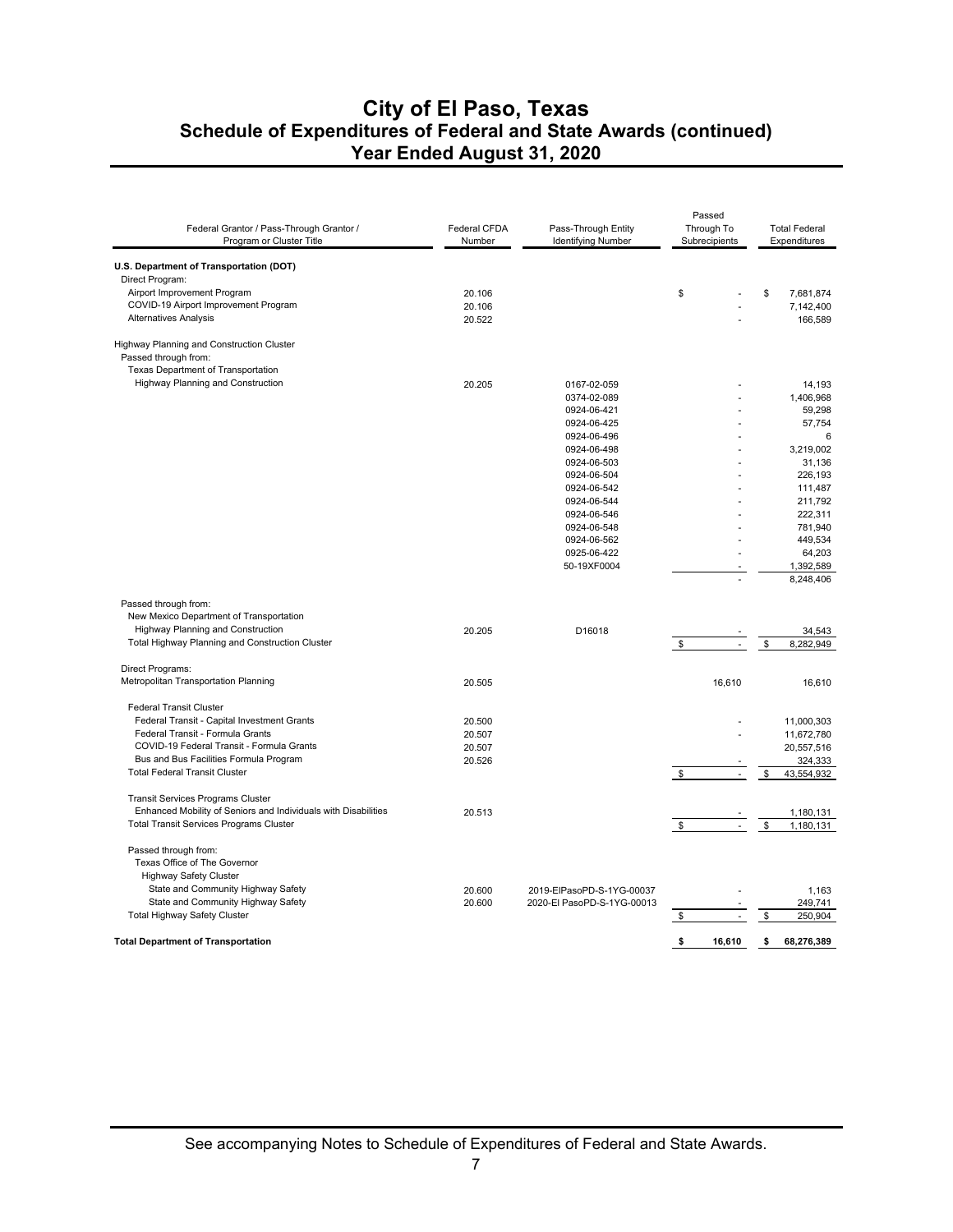# City of El Paso, Texas
## Schedule of Expenditures of Federal and State Awards (continued)
## Year Ended August 31, 2020

| Federal Grantor / Pass-Through Grantor / Program or Cluster Title | Federal CFDA Number | Pass-Through Entity Identifying Number | Passed Through To Subrecipients | Total Federal Expenditures |
|---|---|---|---|---|
| **U.S. Department of Transportation (DOT)** | | | | |
| Direct Program: | | | | |
| Airport Improvement Program | 20.106 | | $ - | $ 7,681,874 |
| COVID-19 Airport Improvement Program | 20.106 | | - | 7,142,400 |
| Alternatives Analysis | 20.522 | | - | 166,589 |
| Highway Planning and Construction Cluster | | | | |
| Passed through from: | | | | |
| Texas Department of Transportation | | | | |
| Highway Planning and Construction | 20.205 | 0167-02-059 | - | 14,193 |
| | | 0374-02-089 | - | 1,406,968 |
| | | 0924-06-421 | - | 59,298 |
| | | 0924-06-425 | - | 57,754 |
| | | 0924-06-496 | - | 6 |
| | | 0924-06-498 | - | 3,219,002 |
| | | 0924-06-503 | - | 31,136 |
| | | 0924-06-504 | - | 226,193 |
| | | 0924-06-542 | - | 111,487 |
| | | 0924-06-544 | - | 211,792 |
| | | 0924-06-546 | - | 222,311 |
| | | 0924-06-548 | - | 781,940 |
| | | 0924-06-562 | - | 449,534 |
| | | 0925-06-422 | - | 64,203 |
| | | 50-19XF0004 | - | 1,392,589 |
| | | | - | 8,248,406 |
| Passed through from: | | | | |
| New Mexico Department of Transportation | | | | |
| Highway Planning and Construction | 20.205 | D16018 | - | 34,543 |
| Total Highway Planning and Construction Cluster | | | $ - | $ 8,282,949 |
| Direct Programs: | | | | |
| Metropolitan Transportation Planning | 20.505 | | 16,610 | 16,610 |
| Federal Transit Cluster | | | | |
| Federal Transit - Capital Investment Grants | 20.500 | | - | 11,000,303 |
| Federal Transit - Formula Grants | 20.507 | | - | 11,672,780 |
| COVID-19 Federal Transit - Formula Grants | 20.507 | | | 20,557,516 |
| Bus and Bus Facilities Formula Program | 20.526 | | - | 324,333 |
| Total Federal Transit Cluster | | | $ - | $ 43,554,932 |
| Transit Services Programs Cluster | | | | |
| Enhanced Mobility of Seniors and Individuals with Disabilities | 20.513 | | - | 1,180,131 |
| Total Transit Services Programs Cluster | | | $ - | $ 1,180,131 |
| Passed through from: | | | | |
| Texas Office of The Governor | | | | |
| Highway Safety Cluster | | | | |
| State and Community Highway Safety | 20.600 | 2019-ElPasoPD-S-1YG-00037 | - | 1,163 |
| State and Community Highway Safety | 20.600 | 2020-El PasoPD-S-1YG-00013 | - | 249,741 |
| Total Highway Safety Cluster | | | $ - | $ 250,904 |
| **Total Department of Transportation** | | | **$ 16,610** | **$ 68,276,389** |

See accompanying Notes to Schedule of Expenditures of Federal and State Awards.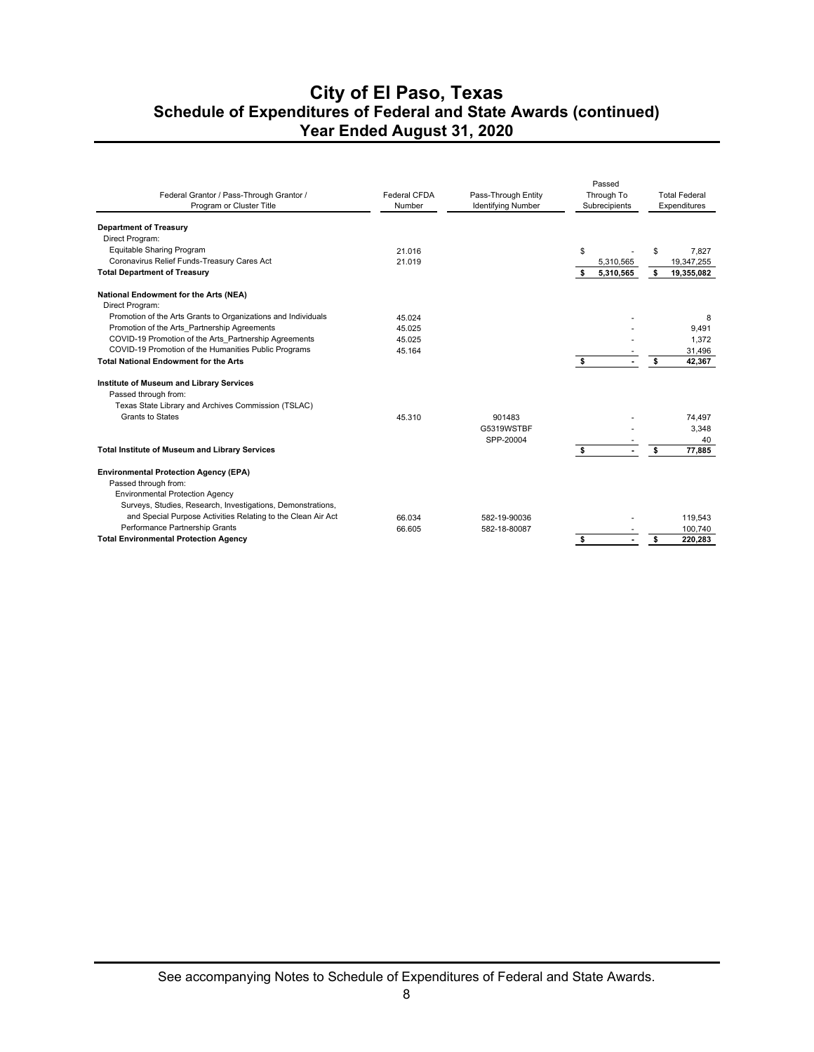# City of El Paso, Texas
## Schedule of Expenditures of Federal and State Awards (continued)
## Year Ended August 31, 2020

| Federal Grantor / Pass-Through Grantor / Program or Cluster Title | Federal CFDA Number | Pass-Through Entity Identifying Number | Passed Through To Subrecipients | Total Federal Expenditures |
|---|---|---|---|---|
| **Department of Treasury** | | | | |
| Direct Program: | | | | |
| Equitable Sharing Program | 21.016 | | $ - | $ 7,827 |
| Coronavirus Relief Funds-Treasury Cares Act | 21.019 | | 5,310,565 | 19,347,255 |
| **Total Department of Treasury** | | | **$ 5,310,565** | **$ 19,355,082** |
| **National Endowment for the Arts (NEA)** | | | | |
| Direct Program: | | | | |
| Promotion of the Arts Grants to Organizations and Individuals | 45.024 | | - | 8 |
| Promotion of the Arts_Partnership Agreements | 45.025 | | - | 9,491 |
| COVID-19 Promotion of the Arts_Partnership Agreements | 45.025 | | - | 1,372 |
| COVID-19 Promotion of the Humanities Public Programs | 45.164 | | - | 31,496 |
| **Total National Endowment for the Arts** | | | **$ -** | **$ 42,367** |
| **Institute of Museum and Library Services** | | | | |
| Passed through from: | | | | |
| Texas State Library and Archives Commission (TSLAC) | | | | |
| Grants to States | 45.310 | 901483 | - | 74,497 |
| | | G5319WSTBF | - | 3,348 |
| | | SPP-20004 | - | 40 |
| **Total Institute of Museum and Library Services** | | | **$ -** | **$ 77,885** |
| **Environmental Protection Agency (EPA)** | | | | |
| Passed through from: | | | | |
| Environmental Protection Agency | | | | |
| Surveys, Studies, Research, Investigations, Demonstrations, and Special Purpose Activities Relating to the Clean Air Act | 66.034 | 582-19-90036 | - | 119,543 |
| Performance Partnership Grants | 66.605 | 582-18-80087 | - | 100,740 |
| **Total Environmental Protection Agency** | | | **$ -** | **$ 220,283** |

See accompanying Notes to Schedule of Expenditures of Federal and State Awards.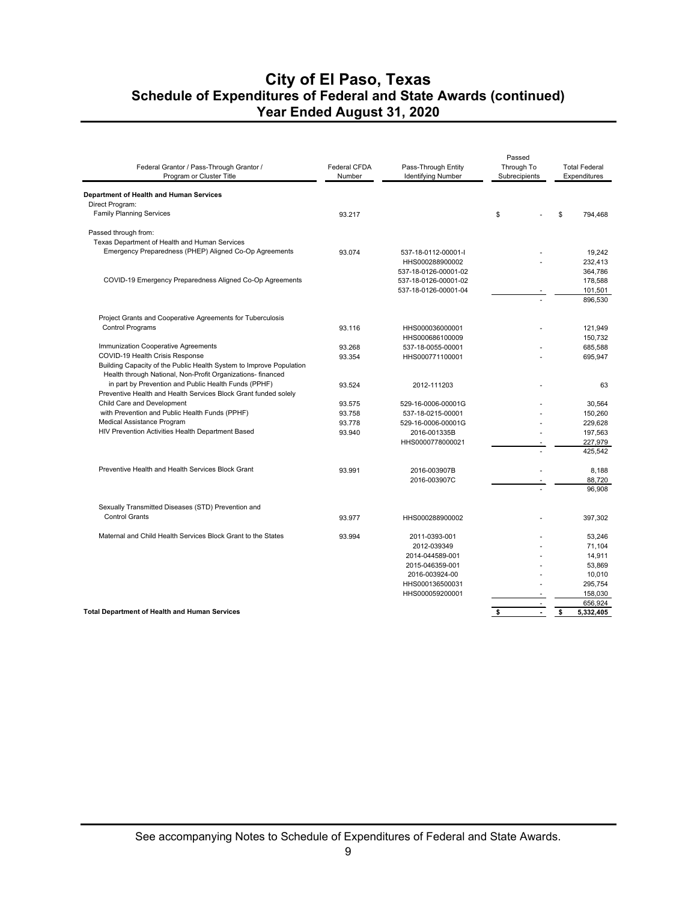# City of El Paso, Texas
## Schedule of Expenditures of Federal and State Awards (continued)
## Year Ended August 31, 2020

| Federal Grantor / Pass-Through Grantor / Program or Cluster Title | Federal CFDA Number | Pass-Through Entity Identifying Number | Passed Through To Subrecipients | Total Federal Expenditures |
|---|---|---|---|---|
| **Department of Health and Human Services** | | | | |
| Direct Program: | | | | |
| Family Planning Services | 93.217 | | $ - | $ 794,468 |
| Passed through from: | | | | |
| Texas Department of Health and Human Services | | | | |
| Emergency Preparedness (PHEP) Aligned Co-Op Agreements | 93.074 | 537-18-0112-00001-I | - | 19,242 |
| | | HHS000288900002 | - | 232,413 |
| | | 537-18-0126-00001-02 | | 364,786 |
| COVID-19 Emergency Preparedness Aligned Co-Op Agreements | | 537-18-0126-00001-02 | | 178,588 |
| | | 537-18-0126-00001-04 | - | 101,501 |
| | | | - | 896,530 |
| Project Grants and Cooperative Agreements for Tuberculosis Control Programs | 93.116 | HHS000036000001 | - | 121,949 |
| | | HHS000686100009 | | 150,732 |
| Immunization Cooperative Agreements | 93.268 | 537-18-0055-00001 | - | 685,588 |
| COVID-19 Health Crisis Response | 93.354 | HHS000771100001 | - | 695,947 |
| Building Capacity of the Public Health System to Improve Population Health through National, Non-Profit Organizations- financed in part by Prevention and Public Health Funds (PPHF) | 93.524 | 2012-111203 | - | 63 |
| Preventive Health and Health Services Block Grant funded solely | | | | |
| Child Care and Development | 93.575 | 529-16-0006-00001G | - | 30,564 |
| with Prevention and Public Health Funds (PPHF) | 93.758 | 537-18-0215-00001 | - | 150,260 |
| Medical Assistance Program | 93.778 | 529-16-0006-00001G | - | 229,628 |
| HIV Prevention Activities Health Department Based | 93.940 | 2016-001335B | - | 197,563 |
| | | HHS0000778000021 | - | 227,979 |
| | | | - | 425,542 |
| Preventive Health and Health Services Block Grant | 93.991 | 2016-003907B | - | 8,188 |
| | | 2016-003907C | - | 88,720 |
| | | | - | 96,908 |
| Sexually Transmitted Diseases (STD) Prevention and Control Grants | 93.977 | HHS000288900002 | - | 397,302 |
| Maternal and Child Health Services Block Grant to the States | 93.994 | 2011-0393-001 | - | 53,246 |
| | | 2012-039349 | - | 71,104 |
| | | 2014-044589-001 | - | 14,911 |
| | | 2015-046359-001 | - | 53,869 |
| | | 2016-003924-00 | - | 10,010 |
| | | HHS000136500031 | - | 295,754 |
| | | HHS000059200001 | - | 158,030 |
| | | | - | 656,924 |
| **Total Department of Health and Human Services** | | | **$ -** | **$ 5,332,405** |

See accompanying Notes to Schedule of Expenditures of Federal and State Awards.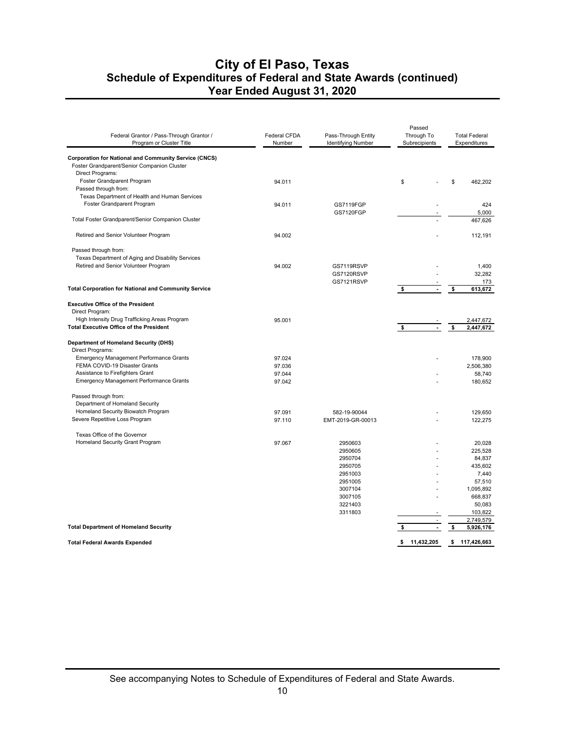# City of El Paso, Texas
## Schedule of Expenditures of Federal and State Awards (continued)
## Year Ended August 31, 2020

| Federal Grantor / Pass-Through Grantor / Program or Cluster Title | Federal CFDA Number | Pass-Through Entity Identifying Number | Passed Through To Subrecipients | Total Federal Expenditures |
|---|---|---|---|---|
| **Corporation for National and Community Service (CNCS)** | | | | |
| Foster Grandparent/Senior Companion Cluster | | | | |
| Direct Programs: | | | | |
| Foster Grandparent Program | 94.011 | | $ - | $ 462,202 |
| Passed through from: | | | | |
| Texas Department of Health and Human Services | | | | |
| Foster Grandparent Program | 94.011 | GS7119FGP | - | 424 |
| | | GS7120FGP | - | 5,000 |
| Total Foster Grandparent/Senior Companion Cluster | | | - | 467,626 |
| Retired and Senior Volunteer Program | 94.002 | | - | 112,191 |
| Passed through from: | | | | |
| Texas Department of Aging and Disability Services | | | | |
| Retired and Senior Volunteer Program | 94.002 | GS7119RSVP | - | 1,400 |
| | | GS7120RSVP | - | 32,282 |
| | | GS7121RSVP | - | 173 |
| **Total Corporation for National and Community Service** | | | **$ -** | **$ 613,672** |
| **Executive Office of the President** | | | | |
| Direct Program: | | | | |
| High Intensity Drug Trafficking Areas Program | 95.001 | | - | 2,447,672 |
| **Total Executive Office of the President** | | | **$ -** | **$ 2,447,672** |
| **Department of Homeland Security (DHS)** | | | | |
| Direct Programs: | | | | |
| Emergency Management Performance Grants | 97.024 | | - | 178,900 |
| FEMA COVID-19 Disaster Grants | 97.036 | | | 2,506,380 |
| Assistance to Firefighters Grant | 97.044 | | - | 58,740 |
| Emergency Management Performance Grants | 97.042 | | - | 180,652 |
| Passed through from: | | | | |
| Department of Homeland Security | | | | |
| Homeland Security Biowatch Program | 97.091 | 582-19-90044 | - | 129,650 |
| Severe Repetitive Loss Program | 97.110 | EMT-2019-GR-00013 | - | 122,275 |
| Texas Office of the Governor | | | | |
| Homeland Security Grant Program | 97.067 | 2950603 | - | 20,028 |
| | | 2950605 | - | 225,528 |
| | | 2950704 | - | 84,837 |
| | | 2950705 | - | 435,602 |
| | | 2951003 | - | 7,440 |
| | | 2951005 | - | 57,510 |
| | | 3007104 | - | 1,095,892 |
| | | 3007105 | - | 668,837 |
| | | 3221403 | | 50,083 |
| | | 3311803 | - | 103,822 |
| | | | - | 2,749,579 |
| **Total Department of Homeland Security** | | | **$ -** | **$ 5,926,176** |
| **Total Federal Awards Expended** | | | **$ 11,432,205** | **$ 117,426,663** |

See accompanying Notes to Schedule of Expenditures of Federal and State Awards.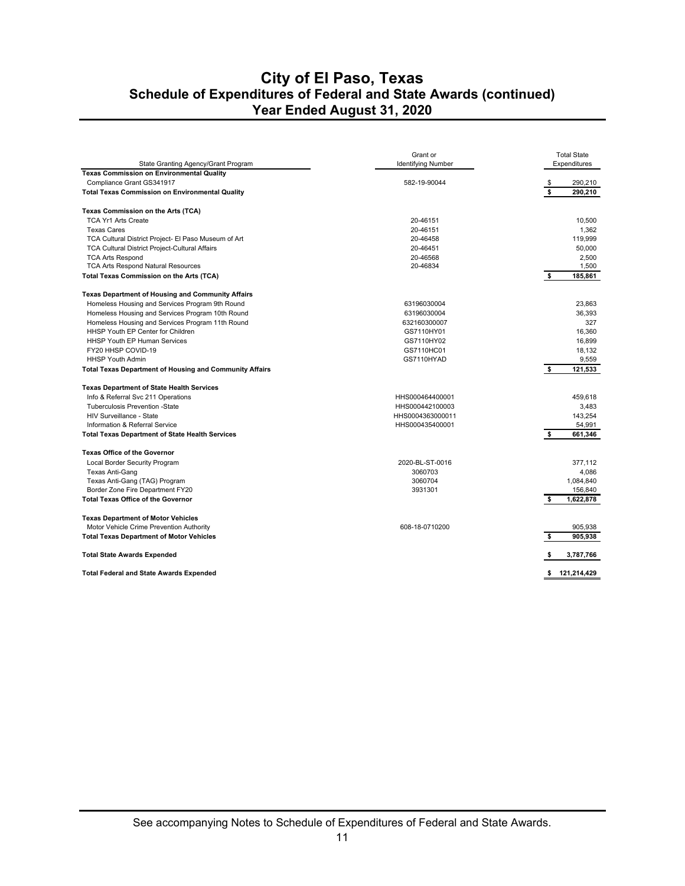# City of El Paso, Texas
## Schedule of Expenditures of Federal and State Awards (continued)
### Year Ended August 31, 2020

| State Granting Agency/Grant Program | Grant or Identifying Number | Total State Expenditures |
|---|---|---|
| **Texas Commission on Environmental Quality** | | |
| Compliance Grant GS341917 | 582-19-90044 | $ 290,210 |
| **Total Texas Commission on Environmental Quality** | | **$ 290,210** |
| | | |
| **Texas Commission on the Arts (TCA)** | | |
| TCA Yr1 Arts Create | 20-46151 | 10,500 |
| Texas Cares | 20-46151 | 1,362 |
| TCA Cultural District Project- El Paso Museum of Art | 20-46458 | 119,999 |
| TCA Cultural District Project-Cultural Affairs | 20-46451 | 50,000 |
| TCA Arts Respond | 20-46568 | 2,500 |
| TCA Arts Respond Natural Resources | 20-46834 | 1,500 |
| **Total Texas Commission on the Arts (TCA)** | | **$ 185,861** |
| | | |
| **Texas Department of Housing and Community Affairs** | | |
| Homeless Housing and Services Program 9th Round | 63196030004 | 23,863 |
| Homeless Housing and Services Program 10th Round | 63196030004 | 36,393 |
| Homeless Housing and Services Program 11th Round | 632160300007 | 327 |
| HHSP Youth EP Center for Children | GS7110HY01 | 16,360 |
| HHSP Youth EP Human Services | GS7110HY02 | 16,899 |
| FY20 HHSP COVID-19 | GS7110HC01 | 18,132 |
| HHSP Youth Admin | GS7110HYAD | 9,559 |
| **Total Texas Department of Housing and Community Affairs** | | **$ 121,533** |
| | | |
| **Texas Department of State Health Services** | | |
| Info & Referral Svc 211 Operations | HHS000464400001 | 459,618 |
| Tuberculosis Prevention -State | HHS000442100003 | 3,483 |
| HIV Surveillance - State | HHS0004363000011 | 143,254 |
| Information & Referral Service | HHS000435400001 | 54,991 |
| **Total Texas Department of State Health Services** | | **$ 661,346** |
| | | |
| **Texas Office of the Governor** | | |
| Local Border Security Program | 2020-BL-ST-0016 | 377,112 |
| Texas Anti-Gang | 3060703 | 4,086 |
| Texas Anti-Gang (TAG) Program | 3060704 | 1,084,840 |
| Border Zone Fire Department FY20 | 3931301 | 156,840 |
| **Total Texas Office of the Governor** | | **$ 1,622,878** |
| | | |
| **Texas Department of Motor Vehicles** | | |
| Motor Vehicle Crime Prevention Authority | 608-18-0710200 | 905,938 |
| **Total Texas Department of Motor Vehicles** | | **$ 905,938** |
| | | |
| **Total State Awards Expended** | | **$ 3,787,766** |
| | | |
| **Total Federal and State Awards Expended** | | **$ 121,214,429** |

See accompanying Notes to Schedule of Expenditures of Federal and State Awards.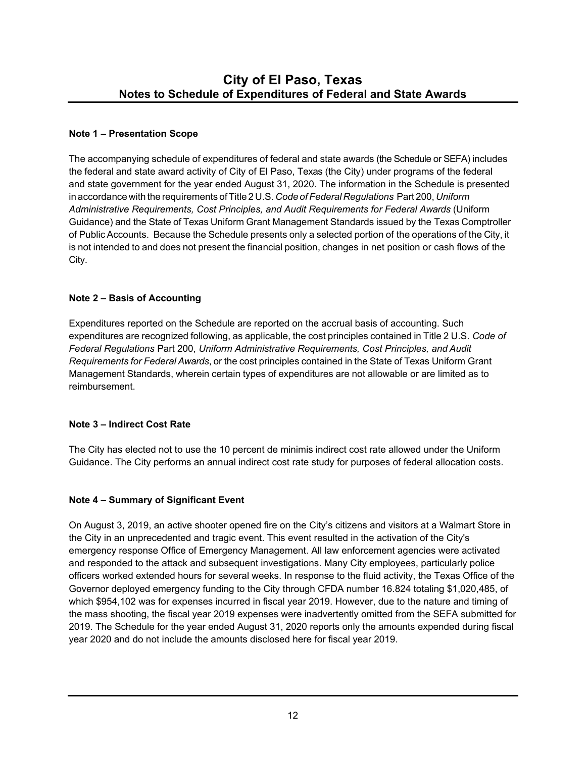# City of El Paso, Texas
## Notes to Schedule of Expenditures of Federal and State Awards

### Note 1 – Presentation Scope

The accompanying schedule of expenditures of federal and state awards (the Schedule or SEFA) includes the federal and state award activity of City of El Paso, Texas (the City) under programs of the federal and state government for the year ended August 31, 2020. The information in the Schedule is presented in accordance with the requirements of Title 2 U.S. *Code of Federal Regulations* Part 200, *Uniform Administrative Requirements, Cost Principles, and Audit Requirements for Federal Awards* (Uniform Guidance) and the State of Texas Uniform Grant Management Standards issued by the Texas Comptroller of Public Accounts. Because the Schedule presents only a selected portion of the operations of the City, it is not intended to and does not present the financial position, changes in net position or cash flows of the City.

### Note 2 – Basis of Accounting

Expenditures reported on the Schedule are reported on the accrual basis of accounting. Such expenditures are recognized following, as applicable, the cost principles contained in Title 2 U.S. *Code of Federal Regulations* Part 200, *Uniform Administrative Requirements, Cost Principles, and Audit Requirements for Federal Awards*, or the cost principles contained in the State of Texas Uniform Grant Management Standards, wherein certain types of expenditures are not allowable or are limited as to reimbursement.

### Note 3 – Indirect Cost Rate

The City has elected not to use the 10 percent de minimis indirect cost rate allowed under the Uniform Guidance. The City performs an annual indirect cost rate study for purposes of federal allocation costs.

### Note 4 – Summary of Significant Event

On August 3, 2019, an active shooter opened fire on the City's citizens and visitors at a Walmart Store in the City in an unprecedented and tragic event. This event resulted in the activation of the City's emergency response Office of Emergency Management. All law enforcement agencies were activated and responded to the attack and subsequent investigations. Many City employees, particularly police officers worked extended hours for several weeks. In response to the fluid activity, the Texas Office of the Governor deployed emergency funding to the City through CFDA number 16.824 totaling $1,020,485, of which $954,102 was for expenses incurred in fiscal year 2019. However, due to the nature and timing of the mass shooting, the fiscal year 2019 expenses were inadvertently omitted from the SEFA submitted for 2019. The Schedule for the year ended August 31, 2020 reports only the amounts expended during fiscal year 2020 and do not include the amounts disclosed here for fiscal year 2019.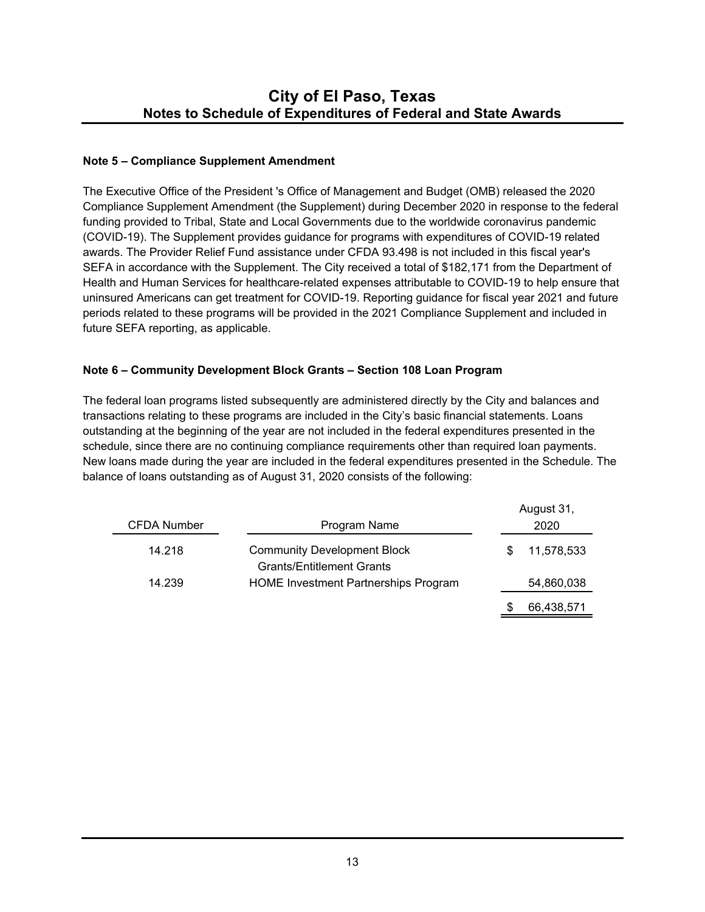# City of El Paso, Texas
## Notes to Schedule of Expenditures of Federal and State Awards

### Note 5 – Compliance Supplement Amendment

The Executive Office of the President 's Office of Management and Budget (OMB) released the 2020 Compliance Supplement Amendment (the Supplement) during December 2020 in response to the federal funding provided to Tribal, State and Local Governments due to the worldwide coronavirus pandemic (COVID-19). The Supplement provides guidance for programs with expenditures of COVID-19 related awards. The Provider Relief Fund assistance under CFDA 93.498 is not included in this fiscal year's SEFA in accordance with the Supplement. The City received a total of $182,171 from the Department of Health and Human Services for healthcare-related expenses attributable to COVID-19 to help ensure that uninsured Americans can get treatment for COVID-19. Reporting guidance for fiscal year 2021 and future periods related to these programs will be provided in the 2021 Compliance Supplement and included in future SEFA reporting, as applicable.

### Note 6 – Community Development Block Grants – Section 108 Loan Program

The federal loan programs listed subsequently are administered directly by the City and balances and transactions relating to these programs are included in the City's basic financial statements. Loans outstanding at the beginning of the year are not included in the federal expenditures presented in the schedule, since there are no continuing compliance requirements other than required loan payments. New loans made during the year are included in the federal expenditures presented in the Schedule. The balance of loans outstanding as of August 31, 2020 consists of the following:

| CFDA Number | Program Name | August 31, 2020 |
|---|---|---|
| 14.218 | Community Development Block Grants/Entitlement Grants | $ 11,578,533 |
| 14.239 | HOME Investment Partnerships Program | 54,860,038 |
| | | $ 66,438,571 |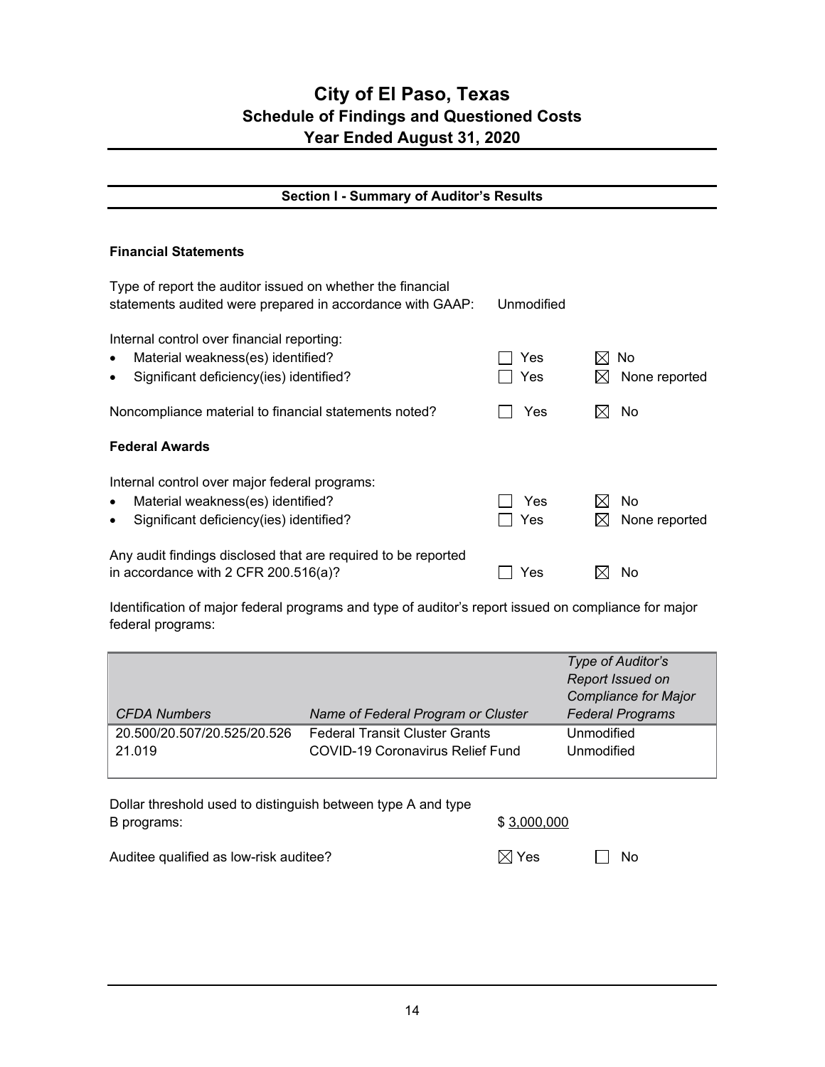# City of El Paso, Texas
## Schedule of Findings and Questioned Costs
## Year Ended August 31, 2020

### Section I - Summary of Auditor's Results

**Financial Statements**

Type of report the auditor issued on whether the financial statements audited were prepared in accordance with GAAP: Unmodified

Internal control over financial reporting:

- Material weakness(es) identified? ☐ Yes ☒ No
- Significant deficiency(ies) identified? ☐ Yes ☒ None reported

Noncompliance material to financial statements noted? ☐ Yes ☒ No

**Federal Awards**

Internal control over major federal programs:

- Material weakness(es) identified? ☐ Yes ☒ No
- Significant deficiency(ies) identified? ☐ Yes ☒ None reported

Any audit findings disclosed that are required to be reported in accordance with 2 CFR 200.516(a)? ☐ Yes ☒ No

Identification of major federal programs and type of auditor's report issued on compliance for major federal programs:

| *CFDA Numbers* | *Name of Federal Program or Cluster* | *Type of Auditor's Report Issued on Compliance for Major Federal Programs* |
|---|---|---|
| 20.500/20.507/20.525/20.526 | Federal Transit Cluster Grants | Unmodified |
| 21.019 | COVID-19 Coronavirus Relief Fund | Unmodified |

Dollar threshold used to distinguish between type A and type B programs: $ 3,000,000

Auditee qualified as low-risk auditee? ☒ Yes ☐ No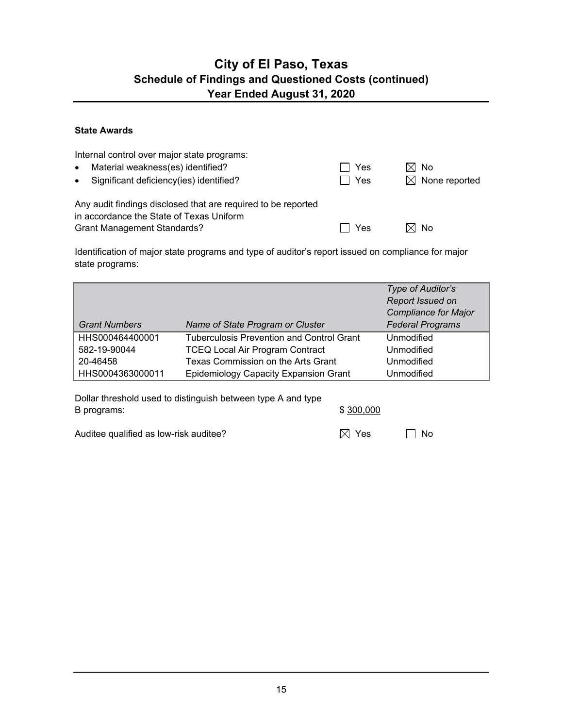# City of El Paso, Texas
## Schedule of Findings and Questioned Costs (continued)
## Year Ended August 31, 2020

**State Awards**

Internal control over major state programs:

- Material weakness(es) identified? ☐ Yes ☒ No
- Significant deficiency(ies) identified? ☐ Yes ☒ None reported

Any audit findings disclosed that are required to be reported in accordance the State of Texas Uniform Grant Management Standards? ☐ Yes ☒ No

Identification of major state programs and type of auditor's report issued on compliance for major state programs:

| *Grant Numbers* | *Name of State Program or Cluster* | *Type of Auditor's Report Issued on Compliance for Major Federal Programs* |
|---|---|---|
| HHS000464400001 | Tuberculosis Prevention and Control Grant | Unmodified |
| 582-19-90044 | TCEQ Local Air Program Contract | Unmodified |
| 20-46458 | Texas Commission on the Arts Grant | Unmodified |
| HHS0004363000011 | Epidemiology Capacity Expansion Grant | Unmodified |

Dollar threshold used to distinguish between type A and type B programs: $ 300,000

Auditee qualified as low-risk auditee? ☒ Yes ☐ No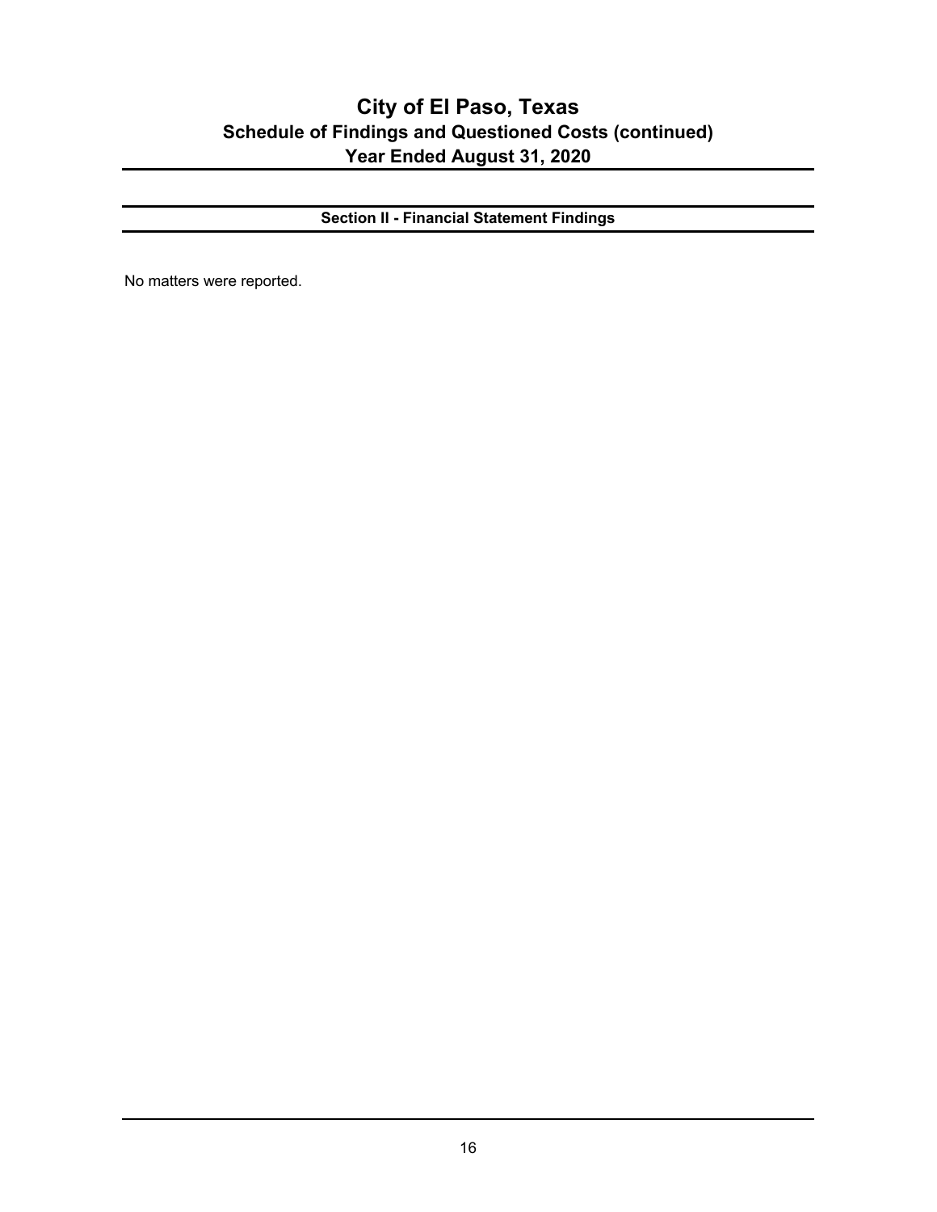# City of El Paso, Texas
## Schedule of Findings and Questioned Costs (continued)
## Year Ended August 31, 2020

### Section II - Financial Statement Findings

No matters were reported.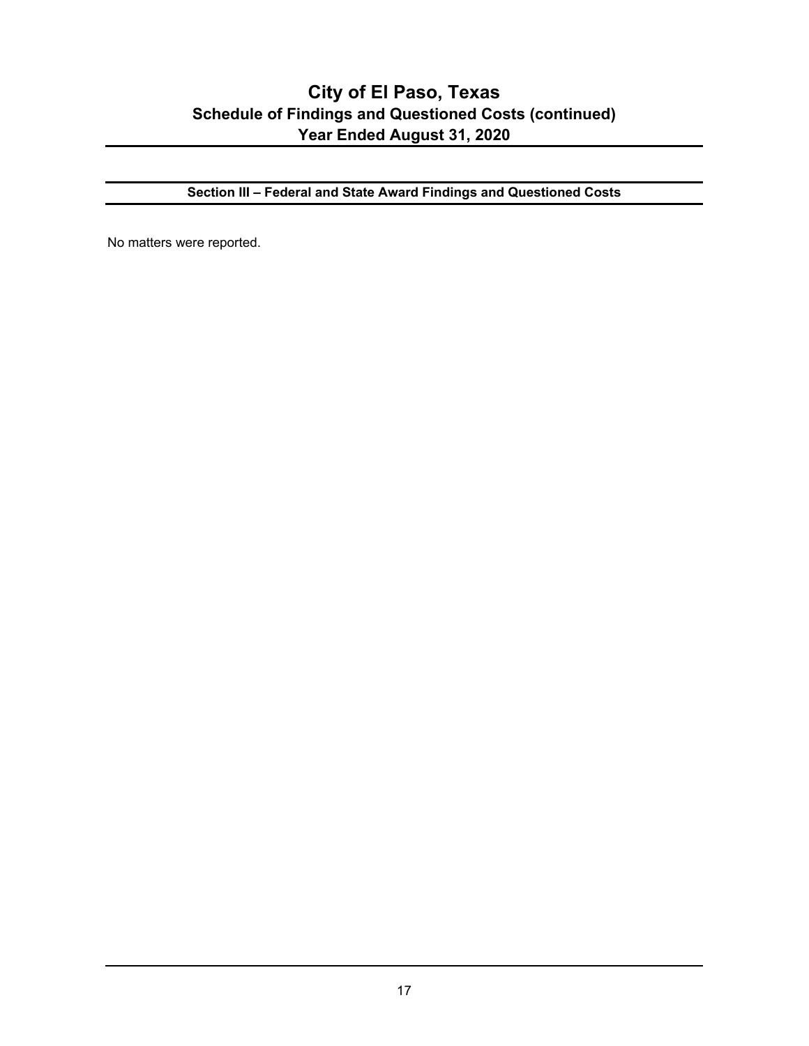# City of El Paso, Texas

## Schedule of Findings and Questioned Costs (continued)

## Year Ended August 31, 2020

### Section III – Federal and State Award Findings and Questioned Costs

No matters were reported.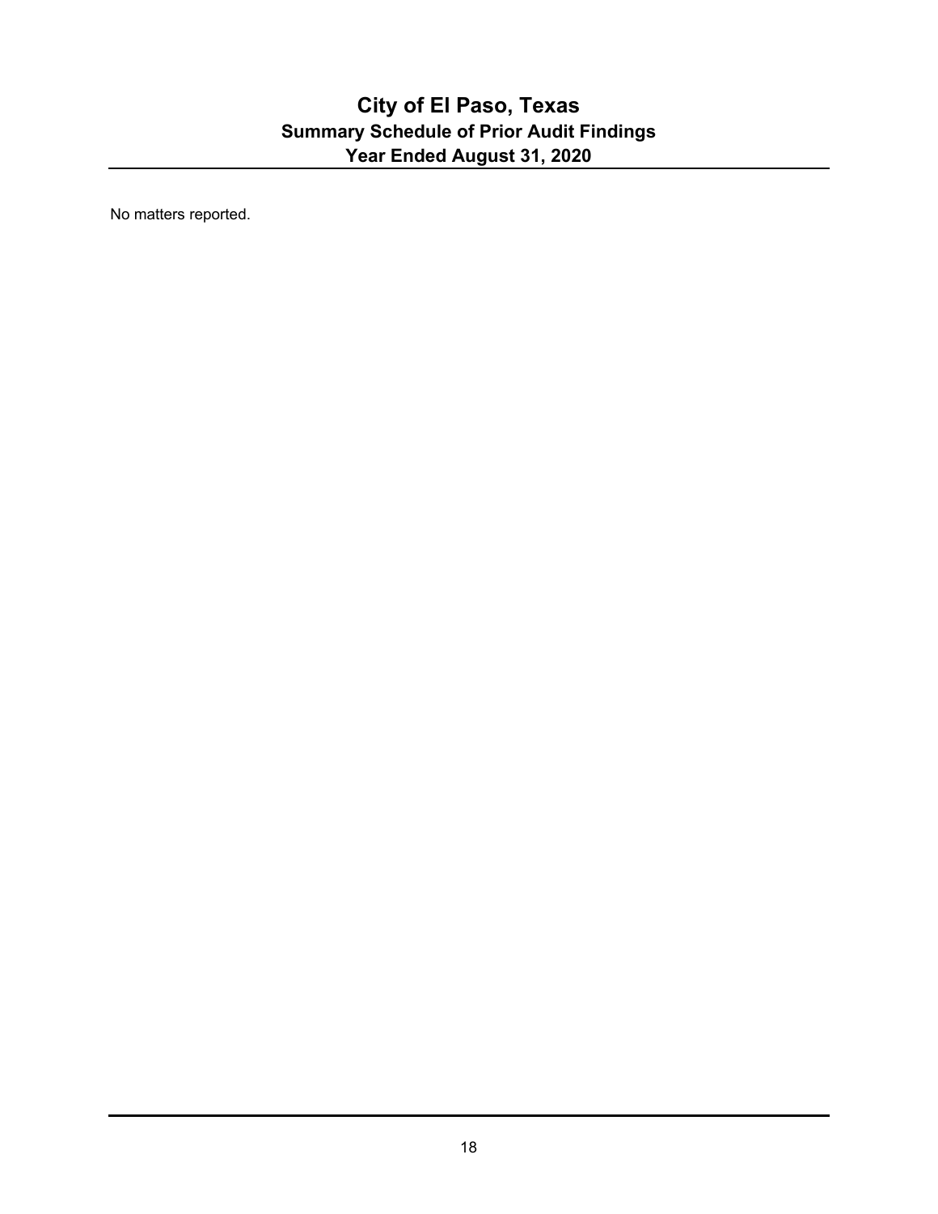# City of El Paso, Texas
## Summary Schedule of Prior Audit Findings
## Year Ended August 31, 2020

No matters reported.